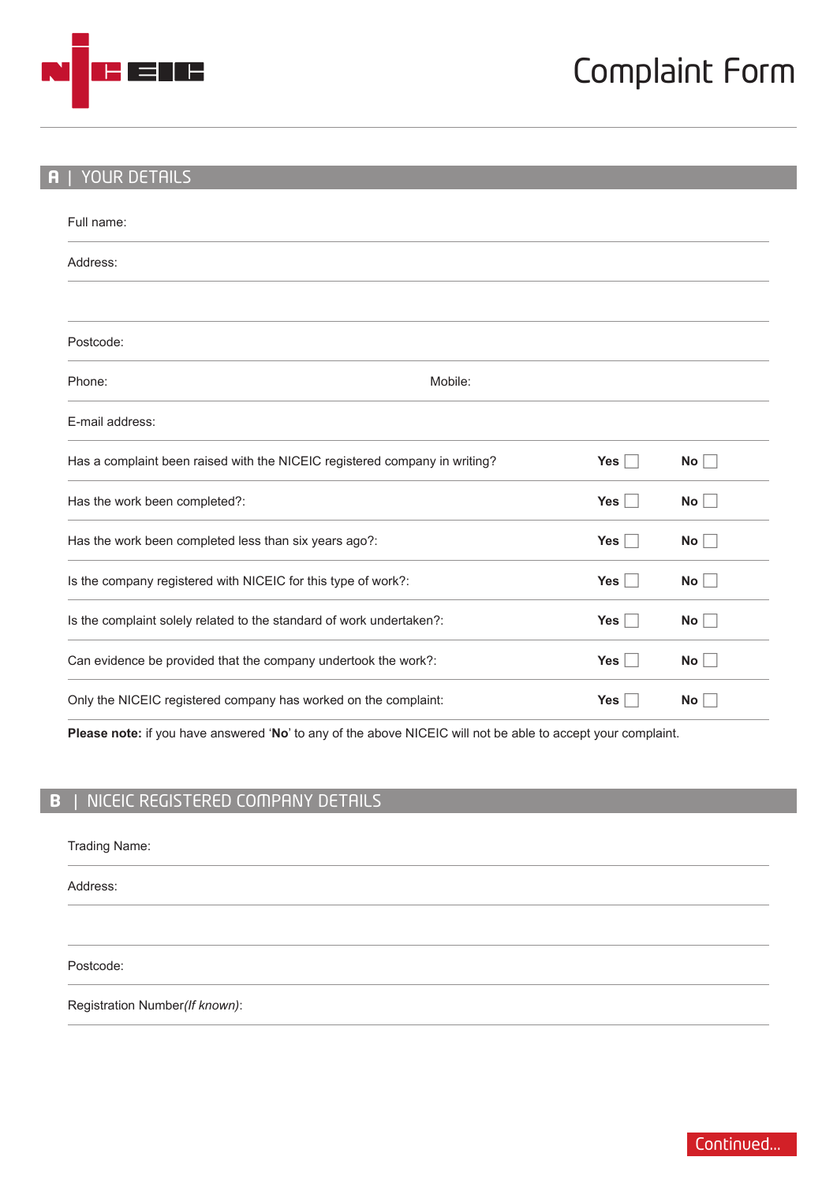# Complaint Form

## A | YOUR DETAILS

Full name:

Address:

Postcode:

Phone: Mobile:

E-mail address:

| | | |
|---|---|---|
| Has a complaint been raised with the NICEIC registered company in writing? | **Yes** ☐ | **No** ☐ |
| Has the work been completed?: | **Yes** ☐ | **No** ☐ |
| Has the work been completed less than six years ago?: | **Yes** ☐ | **No** ☐ |
| Is the company registered with NICEIC for this type of work?: | **Yes** ☐ | **No** ☐ |
| Is the complaint solely related to the standard of work undertaken?: | **Yes** ☐ | **No** ☐ |
| Can evidence be provided that the company undertook the work?: | **Yes** ☐ | **No** ☐ |
| Only the NICEIC registered company has worked on the complaint: | **Yes** ☐ | **No** ☐ |

**Please note:** if you have answered '**No**' to any of the above NICEIC will not be able to accept your complaint.

## B | NICEIC REGISTERED COMPANY DETAILS

Trading Name:

Address:

Postcode:

Registration Number *(If known)*:

Continued...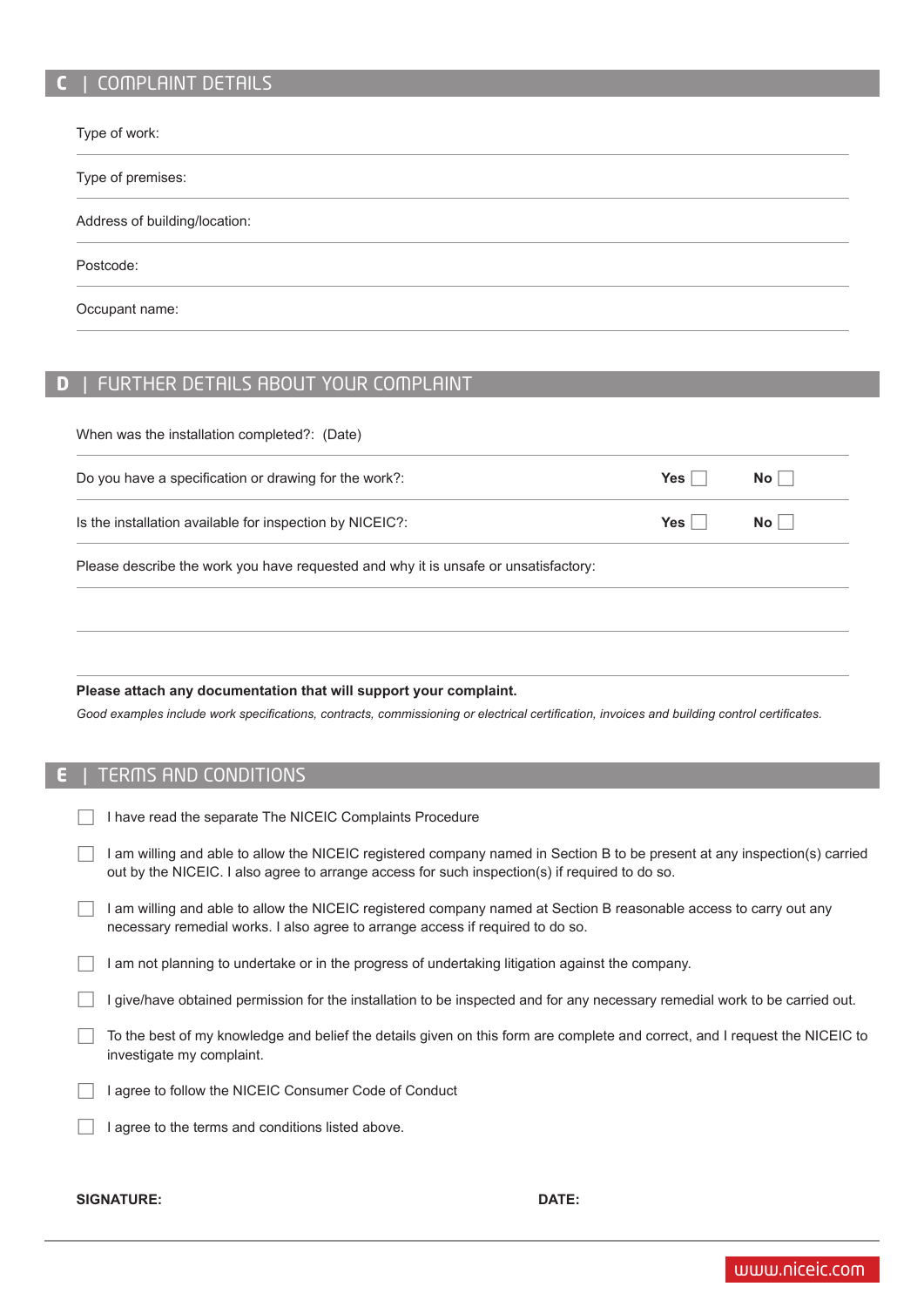## C | COMPLAINT DETAILS

Type of work:

Type of premises:

Address of building/location:

Postcode:

Occupant name:

## D | FURTHER DETAILS ABOUT YOUR COMPLAINT

When was the installation completed?: (Date)

Do you have a specification or drawing for the work?: **Yes** ☐ **No** ☐

Is the installation available for inspection by NICEIC?: **Yes** ☐ **No** ☐

Please describe the work you have requested and why it is unsafe or unsatisfactory:

**Please attach any documentation that will support your complaint.**

*Good examples include work specifications, contracts, commissioning or electrical certification, invoices and building control certificates.*

## E | TERMS AND CONDITIONS

- ☐ I have read the separate The NICEIC Complaints Procedure
- ☐ I am willing and able to allow the NICEIC registered company named in Section B to be present at any inspection(s) carried out by the NICEIC. I also agree to arrange access for such inspection(s) if required to do so.
- ☐ I am willing and able to allow the NICEIC registered company named at Section B reasonable access to carry out any necessary remedial works. I also agree to arrange access if required to do so.
- ☐ I am not planning to undertake or in the progress of undertaking litigation against the company.
- ☐ I give/have obtained permission for the installation to be inspected and for any necessary remedial work to be carried out.
- ☐ To the best of my knowledge and belief the details given on this form are complete and correct, and I request the NICEIC to investigate my complaint.
- ☐ I agree to follow the NICEIC Consumer Code of Conduct
- ☐ I agree to the terms and conditions listed above.

**SIGNATURE:** **DATE:**

www.niceic.com